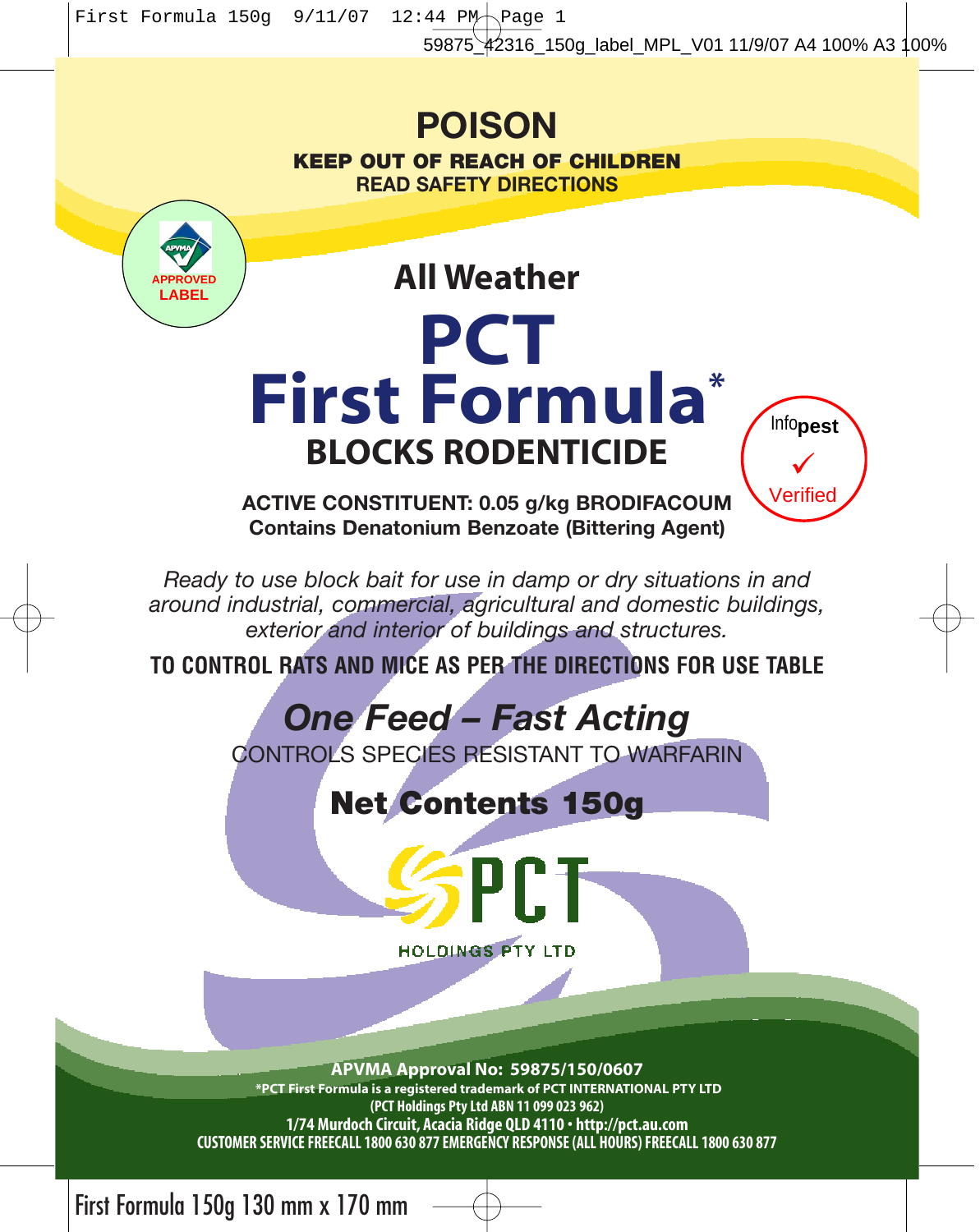# POISON

**KEEP OUT OF REACH OF CHILDREN**

**READ SAFETY DIRECTIONS**

APVMA APPROVED LABEL

## All Weather

# PCT First Formula*

## BLOCKS RODENTICIDE

Infopest Verified

**ACTIVE CONSTITUENT: 0.05 g/kg BRODIFACOUM**

**Contains Denatonium Benzoate (Bittering Agent)**

*Ready to use block bait for use in damp or dry situations in and around industrial, commercial, agricultural and domestic buildings, exterior and interior of buildings and structures.*

**TO CONTROL RATS AND MICE AS PER THE DIRECTIONS FOR USE TABLE**

***One Feed – Fast Acting***

CONTROLS SPECIES RESISTANT TO WARFARIN

**Net Contents 150g**

PCT HOLDINGS PTY LTD

**APVMA Approval No: 59875/150/0607**

**\*PCT First Formula is a registered trademark of PCT INTERNATIONAL PTY LTD**

**(PCT Holdings Pty Ltd ABN 11 099 023 962)**

**1/74 Murdoch Circuit, Acacia Ridge QLD 4110 • http://pct.au.com**

**CUSTOMER SERVICE FREECALL 1800 630 877 EMERGENCY RESPONSE (ALL HOURS) FREECALL 1800 630 877**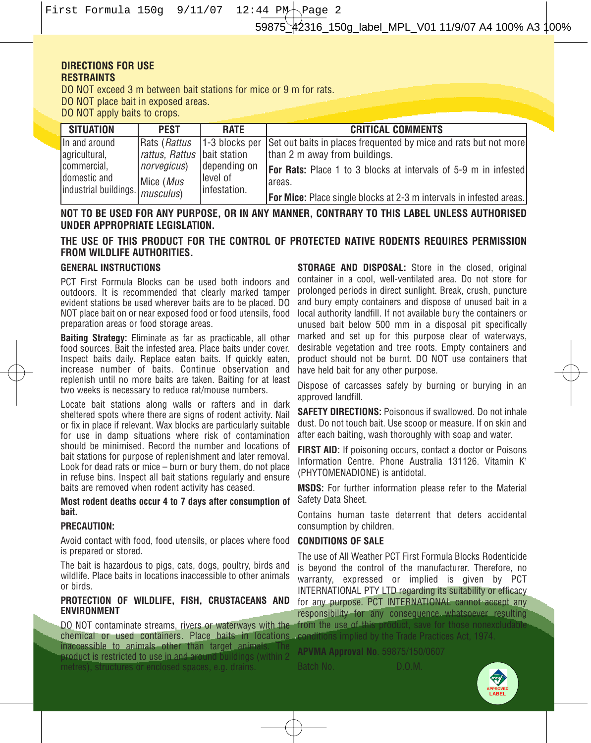## DIRECTIONS FOR USE

### RESTRAINTS

DO NOT exceed 3 m between bait stations for mice or 9 m for rats.
DO NOT place bait in exposed areas.
DO NOT apply baits to crops.

| SITUATION | PEST | RATE | CRITICAL COMMENTS |
|---|---|---|---|
| In and around agricultural, commercial, domestic and industrial buildings. | Rats (*Rattus rattus, Rattus norvegicus*) Mice (*Mus musculus*) | 1-3 blocks per bait station depending on level of infestation. | Set out baits in places frequented by mice and rats but not more than 2 m away from buildings. **For Rats:** Place 1 to 3 blocks at intervals of 5-9 m in infested areas. **For Mice:** Place single blocks at 2-3 m intervals in infested areas. |

**NOT TO BE USED FOR ANY PURPOSE, OR IN ANY MANNER, CONTRARY TO THIS LABEL UNLESS AUTHORISED UNDER APPROPRIATE LEGISLATION.**

**THE USE OF THIS PRODUCT FOR THE CONTROL OF PROTECTED NATIVE RODENTS REQUIRES PERMISSION FROM WILDLIFE AUTHORITIES.**

### GENERAL INSTRUCTIONS

PCT First Formula Blocks can be used both indoors and outdoors. It is recommended that clearly marked tamper evident stations be used wherever baits are to be placed. DO NOT place bait on or near exposed food or food utensils, food preparation areas or food storage areas.

**Baiting Strategy:** Eliminate as far as practicable, all other food sources. Bait the infested area. Place baits under cover. Inspect baits daily. Replace eaten baits. If quickly eaten, increase number of baits. Continue observation and replenish until no more baits are taken. Baiting for at least two weeks is necessary to reduce rat/mouse numbers.

Locate bait stations along walls or rafters and in dark sheltered spots where there are signs of rodent activity. Nail or fix in place if relevant. Wax blocks are particularly suitable for use in damp situations where risk of contamination should be minimised. Record the number and locations of bait stations for purpose of replenishment and later removal. Look for dead rats or mice – burn or bury them, do not place in refuse bins. Inspect all bait stations regularly and ensure baits are removed when rodent activity has ceased.

**Most rodent deaths occur 4 to 7 days after consumption of bait.**

### PRECAUTION:

Avoid contact with food, food utensils, or places where food is prepared or stored.

The bait is hazardous to pigs, cats, dogs, poultry, birds and wildlife. Place baits in locations inaccessible to other animals or birds.

### PROTECTION OF WILDLIFE, FISH, CRUSTACEANS AND ENVIRONMENT

DO NOT contaminate streams, rivers or waterways with the chemical or used containers. Place baits in locations inaccessible to animals other than target animals. The product is restricted to use in and around buildings (within 2 metres), structures or enclosed spaces, e.g. drains.

**STORAGE AND DISPOSAL:** Store in the closed, original container in a cool, well-ventilated area. Do not store for prolonged periods in direct sunlight. Break, crush, puncture and bury empty containers and dispose of unused bait in a local authority landfill. If not available bury the containers or unused bait below 500 mm in a disposal pit specifically marked and set up for this purpose clear of waterways, desirable vegetation and tree roots. Empty containers and product should not be burnt. DO NOT use containers that have held bait for any other purpose.

Dispose of carcasses safely by burning or burying in an approved landfill.

**SAFETY DIRECTIONS:** Poisonous if swallowed. Do not inhale dust. Do not touch bait. Use scoop or measure. If on skin and after each baiting, wash thoroughly with soap and water.

**FIRST AID:** If poisoning occurs, contact a doctor or Poisons Information Centre. Phone Australia 131126. Vitamin $K^1$ (PHYTOMENADIONE) is antidotal.

**MSDS:** For further information please refer to the Material Safety Data Sheet.

Contains human taste deterrent that deters accidental consumption by children.

### CONDITIONS OF SALE

The use of All Weather PCT First Formula Blocks Rodenticide is beyond the control of the manufacturer. Therefore, no warranty, expressed or implied is given by PCT INTERNATIONAL PTY LTD regarding its suitability or efficacy for any purpose. PCT INTERNATIONAL cannot accept any responsibility for any consequence whatsoever resulting from the use of this product, save for those nonexcludable conditions implied by the Trade Practices Act, 1974.

**APVMA Approval No**. 59875/150/0607

Batch No. D.O.M.

APVMA APPROVED LABEL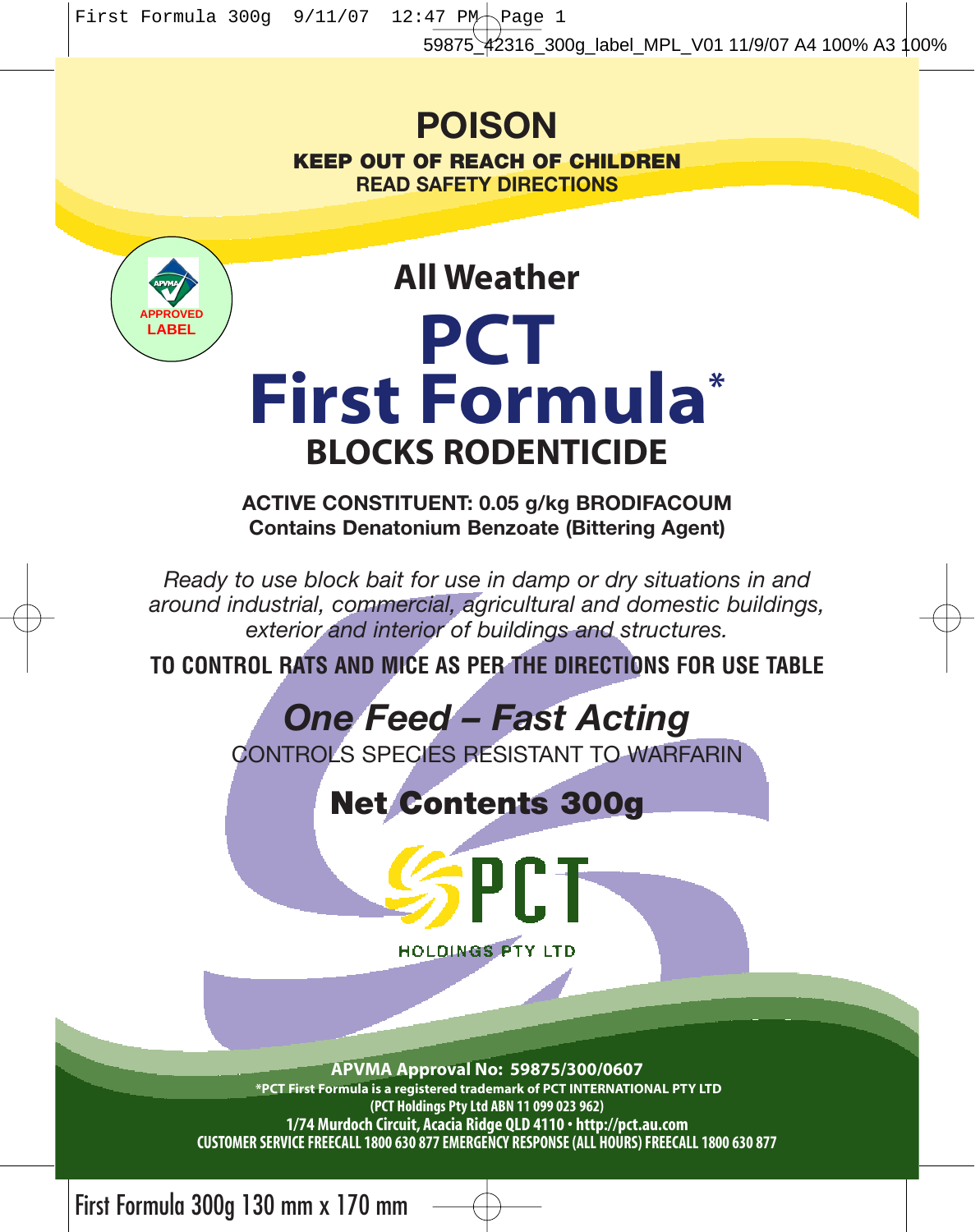# POISON

**KEEP OUT OF REACH OF CHILDREN**
**READ SAFETY DIRECTIONS**

APPROVED LABEL

## All Weather

# PCT First Formula*

## BLOCKS RODENTICIDE

**ACTIVE CONSTITUENT: 0.05 g/kg BRODIFACOUM**
**Contains Denatonium Benzoate (Bittering Agent)**

*Ready to use block bait for use in damp or dry situations in and around industrial, commercial, agricultural and domestic buildings, exterior and interior of buildings and structures.*

**TO CONTROL RATS AND MICE AS PER THE DIRECTIONS FOR USE TABLE**

***One Feed – Fast Acting***

CONTROLS SPECIES RESISTANT TO WARFARIN

**Net Contents 300g**

PCT HOLDINGS PTY LTD

**APVMA Approval No: 59875/300/0607**
***PCT First Formula is a registered trademark of PCT INTERNATIONAL PTY LTD**
**(PCT Holdings Pty Ltd ABN 11 099 023 962)**
**1/74 Murdoch Circuit, Acacia Ridge QLD 4110 • http://pct.au.com**
**CUSTOMER SERVICE FREECALL 1800 630 877 EMERGENCY RESPONSE (ALL HOURS) FREECALL 1800 630 877**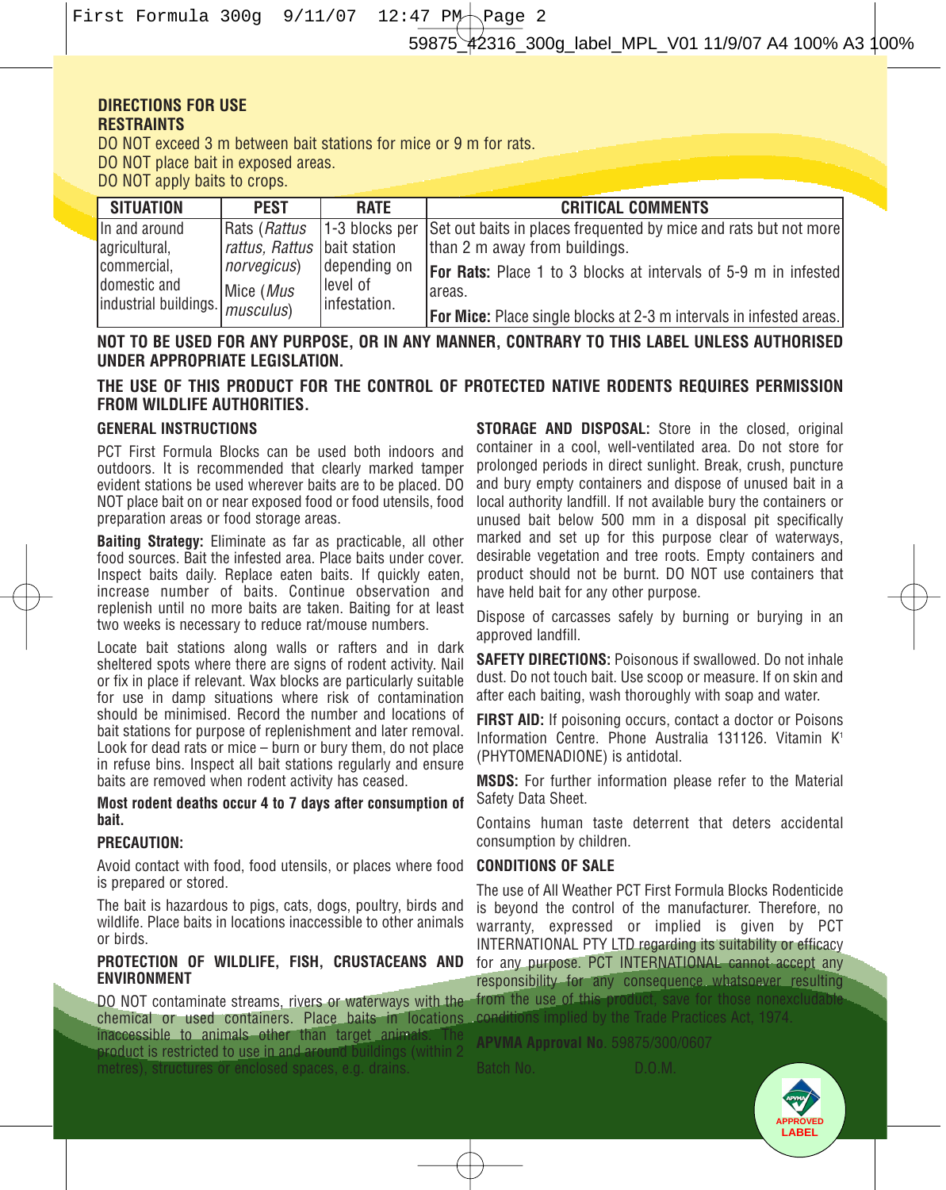## DIRECTIONS FOR USE

### RESTRAINTS

DO NOT exceed 3 m between bait stations for mice or 9 m for rats.
DO NOT place bait in exposed areas.
DO NOT apply baits to crops.

| SITUATION | PEST | RATE | CRITICAL COMMENTS |
|---|---|---|---|
| In and around agricultural, commercial, domestic and industrial buildings. | Rats (*Rattus rattus, Rattus norvegicus*) Mice (*Mus musculus*) | 1-3 blocks per bait station depending on level of infestation. | Set out baits in places frequented by mice and rats but not more than 2 m away from buildings. **For Rats:** Place 1 to 3 blocks at intervals of 5-9 m in infested areas. **For Mice:** Place single blocks at 2-3 m intervals in infested areas. |

**NOT TO BE USED FOR ANY PURPOSE, OR IN ANY MANNER, CONTRARY TO THIS LABEL UNLESS AUTHORISED UNDER APPROPRIATE LEGISLATION.**

**THE USE OF THIS PRODUCT FOR THE CONTROL OF PROTECTED NATIVE RODENTS REQUIRES PERMISSION FROM WILDLIFE AUTHORITIES.**

### GENERAL INSTRUCTIONS

PCT First Formula Blocks can be used both indoors and outdoors. It is recommended that clearly marked tamper evident stations be used wherever baits are to be placed. DO NOT place bait on or near exposed food or food utensils, food preparation areas or food storage areas.

**Baiting Strategy:** Eliminate as far as practicable, all other food sources. Bait the infested area. Place baits under cover. Inspect baits daily. Replace eaten baits. If quickly eaten, increase number of baits. Continue observation and replenish until no more baits are taken. Baiting for at least two weeks is necessary to reduce rat/mouse numbers.

Locate bait stations along walls or rafters and in dark sheltered spots where there are signs of rodent activity. Nail or fix in place if relevant. Wax blocks are particularly suitable for use in damp situations where risk of contamination should be minimised. Record the number and locations of bait stations for purpose of replenishment and later removal. Look for dead rats or mice – burn or bury them, do not place in refuse bins. Inspect all bait stations regularly and ensure baits are removed when rodent activity has ceased.

**Most rodent deaths occur 4 to 7 days after consumption of bait.**

### PRECAUTION:

Avoid contact with food, food utensils, or places where food is prepared or stored.

The bait is hazardous to pigs, cats, dogs, poultry, birds and wildlife. Place baits in locations inaccessible to other animals or birds.

### PROTECTION OF WILDLIFE, FISH, CRUSTACEANS AND ENVIRONMENT

DO NOT contaminate streams, rivers or waterways with the chemical or used containers. Place baits in locations inaccessible to animals other than target animals. The product is restricted to use in and around buildings (within 2 metres), structures or enclosed spaces, e.g. drains.

**STORAGE AND DISPOSAL:** Store in the closed, original container in a cool, well-ventilated area. Do not store for prolonged periods in direct sunlight. Break, crush, puncture and bury empty containers and dispose of unused bait in a local authority landfill. If not available bury the containers or unused bait below 500 mm in a disposal pit specifically marked and set up for this purpose clear of waterways, desirable vegetation and tree roots. Empty containers and product should not be burnt. DO NOT use containers that have held bait for any other purpose.

Dispose of carcasses safely by burning or burying in an approved landfill.

**SAFETY DIRECTIONS:** Poisonous if swallowed. Do not inhale dust. Do not touch bait. Use scoop or measure. If on skin and after each baiting, wash thoroughly with soap and water.

**FIRST AID:** If poisoning occurs, contact a doctor or Poisons Information Centre. Phone Australia 131126. Vitamin $K^1$ (PHYTOMENADIONE) is antidotal.

**MSDS:** For further information please refer to the Material Safety Data Sheet.

Contains human taste deterrent that deters accidental consumption by children.

### CONDITIONS OF SALE

The use of All Weather PCT First Formula Blocks Rodenticide is beyond the control of the manufacturer. Therefore, no warranty, expressed or implied is given by PCT INTERNATIONAL PTY LTD regarding its suitability or efficacy for any purpose. PCT INTERNATIONAL cannot accept any responsibility for any consequence whatsoever resulting from the use of this product, save for those nonexcludable conditions implied by the Trade Practices Act, 1974.

**APVMA Approval No.** 59875/300/0607

Batch No. D.O.M.

APPROVED LABEL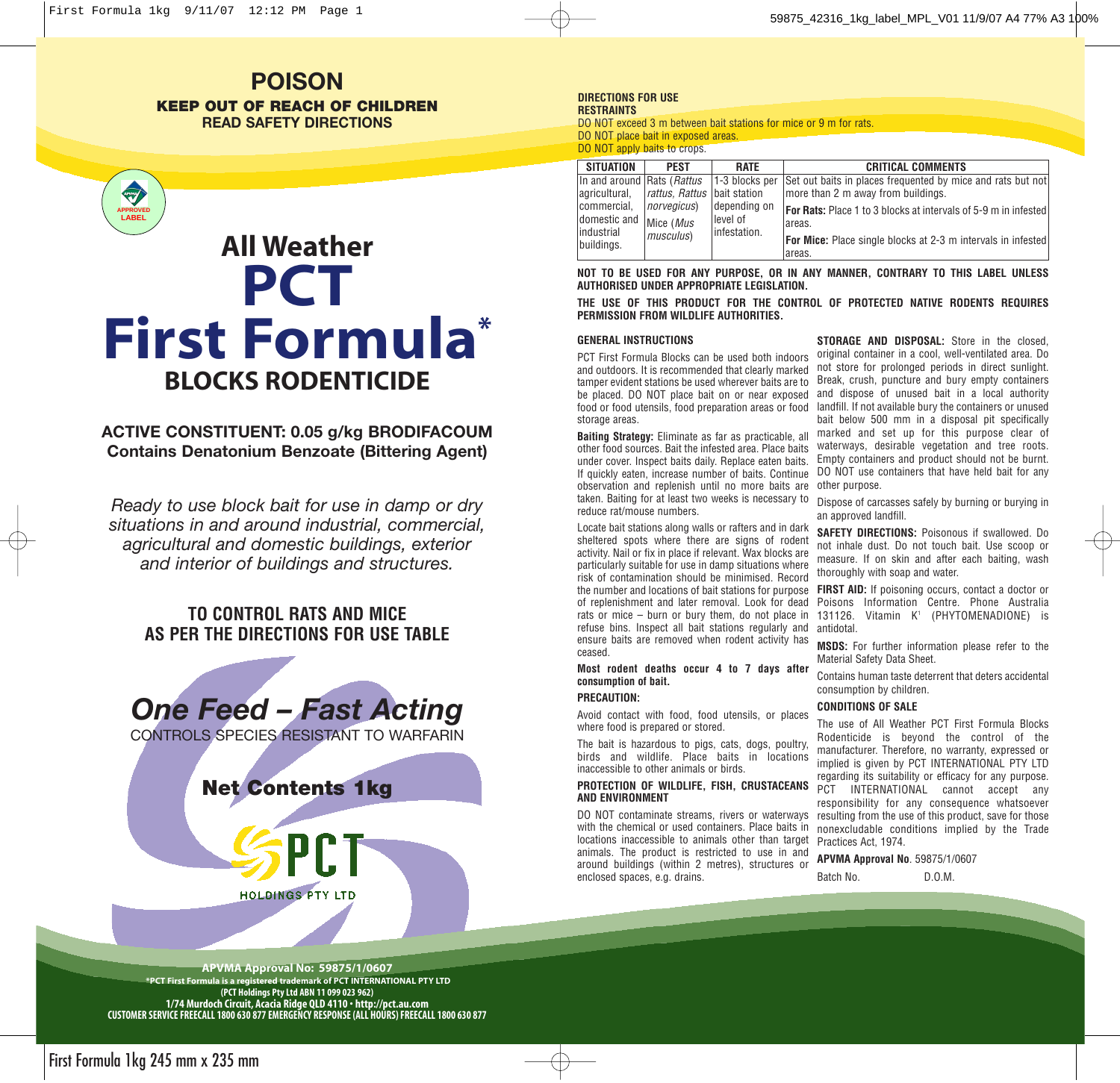# POISON

**KEEP OUT OF REACH OF CHILDREN**
**READ SAFETY DIRECTIONS**

APPROVED LABEL

## All Weather PCT First Formula*

## BLOCKS RODENTICIDE

**ACTIVE CONSTITUENT: 0.05 g/kg BRODIFACOUM**
**Contains Denatonium Benzoate (Bittering Agent)**

*Ready to use block bait for use in damp or dry situations in and around industrial, commercial, agricultural and domestic buildings, exterior and interior of buildings and structures.*

**TO CONTROL RATS AND MICE AS PER THE DIRECTIONS FOR USE TABLE**

***One Feed – Fast Acting***

CONTROLS SPECIES RESISTANT TO WARFARIN

**Net Contents 1kg**

PCT HOLDINGS PTY LTD

**APVMA Approval No: 59875/1/0607**
**\*PCT First Formula is a registered trademark of PCT INTERNATIONAL PTY LTD**
**(PCT Holdings Pty Ltd ABN 11 099 023 962)**
**1/74 Murdoch Circuit, Acacia Ridge QLD 4110 • http://pct.au.com**
**CUSTOMER SERVICE FREECALL 1800 630 877 EMERGENCY RESPONSE (ALL HOURS) FREECALL 1800 630 877**

**DIRECTIONS FOR USE**

**RESTRAINTS**

DO NOT exceed 3 m between bait stations for mice or 9 m for rats.
DO NOT place bait in exposed areas.
DO NOT apply baits to crops.

| SITUATION | PEST | RATE | CRITICAL COMMENTS |
|---|---|---|---|
| In and around agricultural, commercial, domestic and industrial buildings. | Rats (*Rattus rattus, Rattus norvegicus*) Mice (*Mus musculus*) | 1-3 blocks per bait station depending on level of infestation. | Set out baits in places frequented by mice and rats but not more than 2 m away from buildings. **For Rats:** Place 1 to 3 blocks at intervals of 5-9 m in infested areas. **For Mice:** Place single blocks at 2-3 m intervals in infested areas. |

**NOT TO BE USED FOR ANY PURPOSE, OR IN ANY MANNER, CONTRARY TO THIS LABEL UNLESS AUTHORISED UNDER APPROPRIATE LEGISLATION.**

**THE USE OF THIS PRODUCT FOR THE CONTROL OF PROTECTED NATIVE RODENTS REQUIRES PERMISSION FROM WILDLIFE AUTHORITIES.**

**GENERAL INSTRUCTIONS**

PCT First Formula Blocks can be used both indoors and outdoors. It is recommended that clearly marked tamper evident stations be used wherever baits are to be placed. DO NOT place bait on or near exposed food or food utensils, food preparation areas or food storage areas.

**Baiting Strategy:** Eliminate as far as practicable, all other food sources. Bait the infested area. Place baits under cover. Inspect baits daily. Replace eaten baits. If quickly eaten, increase number of baits. Continue observation and replenish until no more baits are taken. Baiting for at least two weeks is necessary to reduce rat/mouse numbers.

Locate bait stations along walls or rafters and in dark sheltered spots where there are signs of rodent activity. Nail or fix in place if relevant. Wax blocks are particularly suitable for use in damp situations where risk of contamination should be minimised. Record the number and locations of bait stations for purpose of replenishment and later removal. Look for dead rats or mice – burn or bury them, do not place in refuse bins. Inspect all bait stations regularly and ensure baits are removed when rodent activity has ceased.

**Most rodent deaths occur 4 to 7 days after consumption of bait.**

**PRECAUTION:**

Avoid contact with food, food utensils, or places where food is prepared or stored.

The bait is hazardous to pigs, cats, dogs, poultry, birds and wildlife. Place baits in locations inaccessible to other animals or birds.

**PROTECTION OF WILDLIFE, FISH, CRUSTACEANS AND ENVIRONMENT**

DO NOT contaminate streams, rivers or waterways with the chemical or used containers. Place baits in locations inaccessible to animals other than target animals. The product is restricted to use in and around buildings (within 2 metres), structures or enclosed spaces, e.g. drains.

**STORAGE AND DISPOSAL:** Store in the closed, original container in a cool, well-ventilated area. Do not store for prolonged periods in direct sunlight. Break, crush, puncture and bury empty containers and dispose of unused bait in a local authority landfill. If not available bury the containers or unused bait below 500 mm in a disposal pit specifically marked and set up for this purpose clear of waterways, desirable vegetation and tree roots. Empty containers and product should not be burnt. DO NOT use containers that have held bait for any other purpose.

Dispose of carcasses safely by burning or burying in an approved landfill.

**SAFETY DIRECTIONS:** Poisonous if swallowed. Do not inhale dust. Do not touch bait. Use scoop or measure. If on skin and after each baiting, wash thoroughly with soap and water.

**FIRST AID:** If poisoning occurs, contact a doctor or Poisons Information Centre. Phone Australia 131126. Vitamin $K^1$ (PHYTOMENADIONE) is antidotal.

**MSDS:** For further information please refer to the Material Safety Data Sheet.

Contains human taste deterrent that deters accidental consumption by children.

**CONDITIONS OF SALE**

The use of All Weather PCT First Formula Blocks Rodenticide is beyond the control of the manufacturer. Therefore, no warranty, expressed or implied is given by PCT INTERNATIONAL PTY LTD regarding its suitability or efficacy for any purpose. PCT INTERNATIONAL cannot accept any responsibility for any consequence whatsoever resulting from the use of this product, save for those nonexcludable conditions implied by the Trade Practices Act, 1974.

**APVMA Approval No**. 59875/1/0607

Batch No. D.O.M.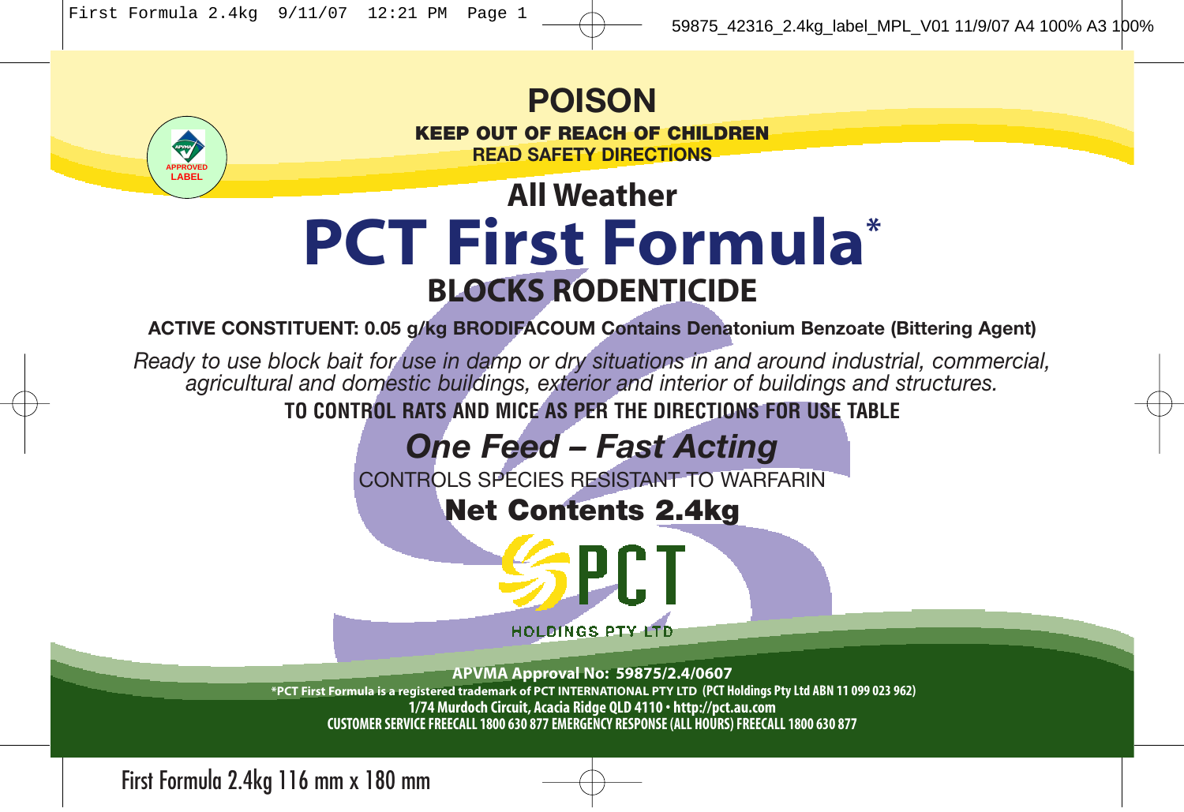# POISON

**KEEP OUT OF REACH OF CHILDREN**
**READ SAFETY DIRECTIONS**

APPROVED LABEL

## All Weather
# PCT First Formula*
## BLOCKS RODENTICIDE

**ACTIVE CONSTITUENT: 0.05 g/kg BRODIFACOUM Contains Denatonium Benzoate (Bittering Agent)**

*Ready to use block bait for use in damp or dry situations in and around industrial, commercial, agricultural and domestic buildings, exterior and interior of buildings and structures.*

**TO CONTROL RATS AND MICE AS PER THE DIRECTIONS FOR USE TABLE**

***One Feed – Fast Acting***

CONTROLS SPECIES RESISTANT TO WARFARIN

**Net Contents 2.4kg**

PCT HOLDINGS PTY LTD

**APVMA Approval No: 59875/2.4/0607**

**\*PCT First Formula is a registered trademark of PCT INTERNATIONAL PTY LTD (PCT Holdings Pty Ltd ABN 11 099 023 962)**
**1/74 Murdoch Circuit, Acacia Ridge QLD 4110 • http://pct.au.com**
**CUSTOMER SERVICE FREECALL 1800 630 877 EMERGENCY RESPONSE (ALL HOURS) FREECALL 1800 630 877**

First Formula 2.4kg 116 mm x 180 mm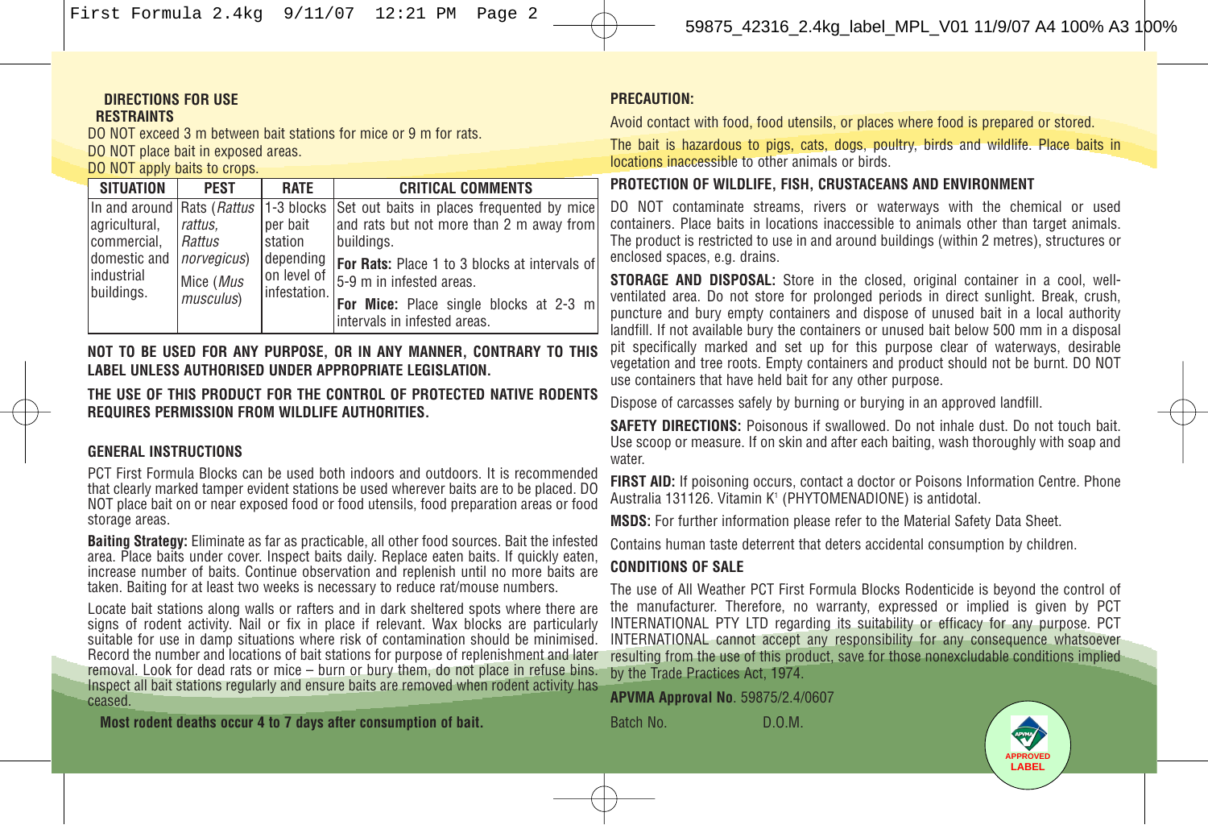**DIRECTIONS FOR USE**

**RESTRAINTS**

DO NOT exceed 3 m between bait stations for mice or 9 m for rats.
DO NOT place bait in exposed areas.
DO NOT apply baits to crops.

| SITUATION | PEST | RATE | CRITICAL COMMENTS |
|---|---|---|---|
| In and around agricultural, commercial, domestic and industrial buildings. | Rats (*Rattus rattus, Rattus norvegicus*) Mice (*Mus musculus*) | 1-3 blocks per bait station depending on level of infestation. | Set out baits in places frequented by mice and rats but not more than 2 m away from buildings. **For Rats:** Place 1 to 3 blocks at intervals of 5-9 m in infested areas. **For Mice:** Place single blocks at 2-3 m intervals in infested areas. |

**NOT TO BE USED FOR ANY PURPOSE, OR IN ANY MANNER, CONTRARY TO THIS LABEL UNLESS AUTHORISED UNDER APPROPRIATE LEGISLATION.**

**THE USE OF THIS PRODUCT FOR THE CONTROL OF PROTECTED NATIVE RODENTS REQUIRES PERMISSION FROM WILDLIFE AUTHORITIES.**

**GENERAL INSTRUCTIONS**

PCT First Formula Blocks can be used both indoors and outdoors. It is recommended that clearly marked tamper evident stations be used wherever baits are to be placed. DO NOT place bait on or near exposed food or food utensils, food preparation areas or food storage areas.

**Baiting Strategy:** Eliminate as far as practicable, all other food sources. Bait the infested area. Place baits under cover. Inspect baits daily. Replace eaten baits. If quickly eaten, increase number of baits. Continue observation and replenish until no more baits are taken. Baiting for at least two weeks is necessary to reduce rat/mouse numbers.

Locate bait stations along walls or rafters and in dark sheltered spots where there are signs of rodent activity. Nail or fix in place if relevant. Wax blocks are particularly suitable for use in damp situations where risk of contamination should be minimised. Record the number and locations of bait stations for purpose of replenishment and later removal. Look for dead rats or mice – burn or bury them, do not place in refuse bins. Inspect all bait stations regularly and ensure baits are removed when rodent activity has ceased.

**Most rodent deaths occur 4 to 7 days after consumption of bait.**

**PRECAUTION:**

Avoid contact with food, food utensils, or places where food is prepared or stored.

The bait is hazardous to pigs, cats, dogs, poultry, birds and wildlife. Place baits in locations inaccessible to other animals or birds.

**PROTECTION OF WILDLIFE, FISH, CRUSTACEANS AND ENVIRONMENT**

DO NOT contaminate streams, rivers or waterways with the chemical or used containers. Place baits in locations inaccessible to animals other than target animals. The product is restricted to use in and around buildings (within 2 metres), structures or enclosed spaces, e.g. drains.

**STORAGE AND DISPOSAL:** Store in the closed, original container in a cool, well-ventilated area. Do not store for prolonged periods in direct sunlight. Break, crush, puncture and bury empty containers and dispose of unused bait in a local authority landfill. If not available bury the containers or unused bait below 500 mm in a disposal pit specifically marked and set up for this purpose clear of waterways, desirable vegetation and tree roots. Empty containers and product should not be burnt. DO NOT use containers that have held bait for any other purpose.

Dispose of carcasses safely by burning or burying in an approved landfill.

**SAFETY DIRECTIONS:** Poisonous if swallowed. Do not inhale dust. Do not touch bait. Use scoop or measure. If on skin and after each baiting, wash thoroughly with soap and water.

**FIRST AID:** If poisoning occurs, contact a doctor or Poisons Information Centre. Phone Australia 131126. Vitamin $K_1$ (PHYTOMENADIONE) is antidotal.

**MSDS:** For further information please refer to the Material Safety Data Sheet.

Contains human taste deterrent that deters accidental consumption by children.

**CONDITIONS OF SALE**

The use of All Weather PCT First Formula Blocks Rodenticide is beyond the control of the manufacturer. Therefore, no warranty, expressed or implied is given by PCT INTERNATIONAL PTY LTD regarding its suitability or efficacy for any purpose. PCT INTERNATIONAL cannot accept any responsibility for any consequence whatsoever resulting from the use of this product, save for those nonexcludable conditions implied by the Trade Practices Act, 1974.

**APVMA Approval No**. 59875/2.4/0607

Batch No. D.O.M.

APVMA APPROVED LABEL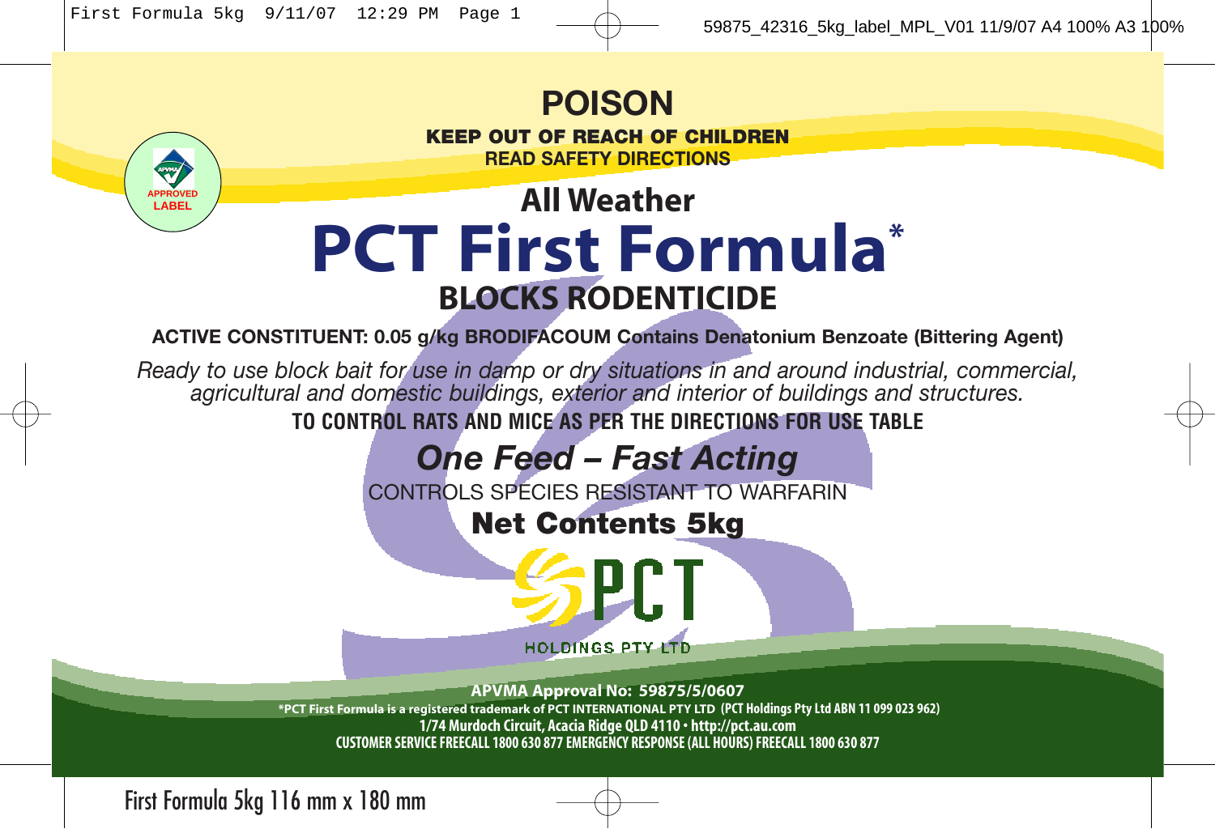# POISON

**KEEP OUT OF REACH OF CHILDREN**
**READ SAFETY DIRECTIONS**

APPROVED LABEL

## All Weather

# PCT First Formula*

## BLOCKS RODENTICIDE

**ACTIVE CONSTITUENT: 0.05 g/kg BRODIFACOUM Contains Denatonium Benzoate (Bittering Agent)**

*Ready to use block bait for use in damp or dry situations in and around industrial, commercial, agricultural and domestic buildings, exterior and interior of buildings and structures.*

**TO CONTROL RATS AND MICE AS PER THE DIRECTIONS FOR USE TABLE**

***One Feed – Fast Acting***

CONTROLS SPECIES RESISTANT TO WARFARIN

**Net Contents 5kg**

PCT HOLDINGS PTY LTD

**APVMA Approval No: 59875/5/0607**

**\*PCT First Formula is a registered trademark of PCT INTERNATIONAL PTY LTD (PCT Holdings Pty Ltd ABN 11 099 023 962)**
**1/74 Murdoch Circuit, Acacia Ridge QLD 4110 • http://pct.au.com**
**CUSTOMER SERVICE FREECALL 1800 630 877 EMERGENCY RESPONSE (ALL HOURS) FREECALL 1800 630 877**

First Formula 5kg 116 mm x 180 mm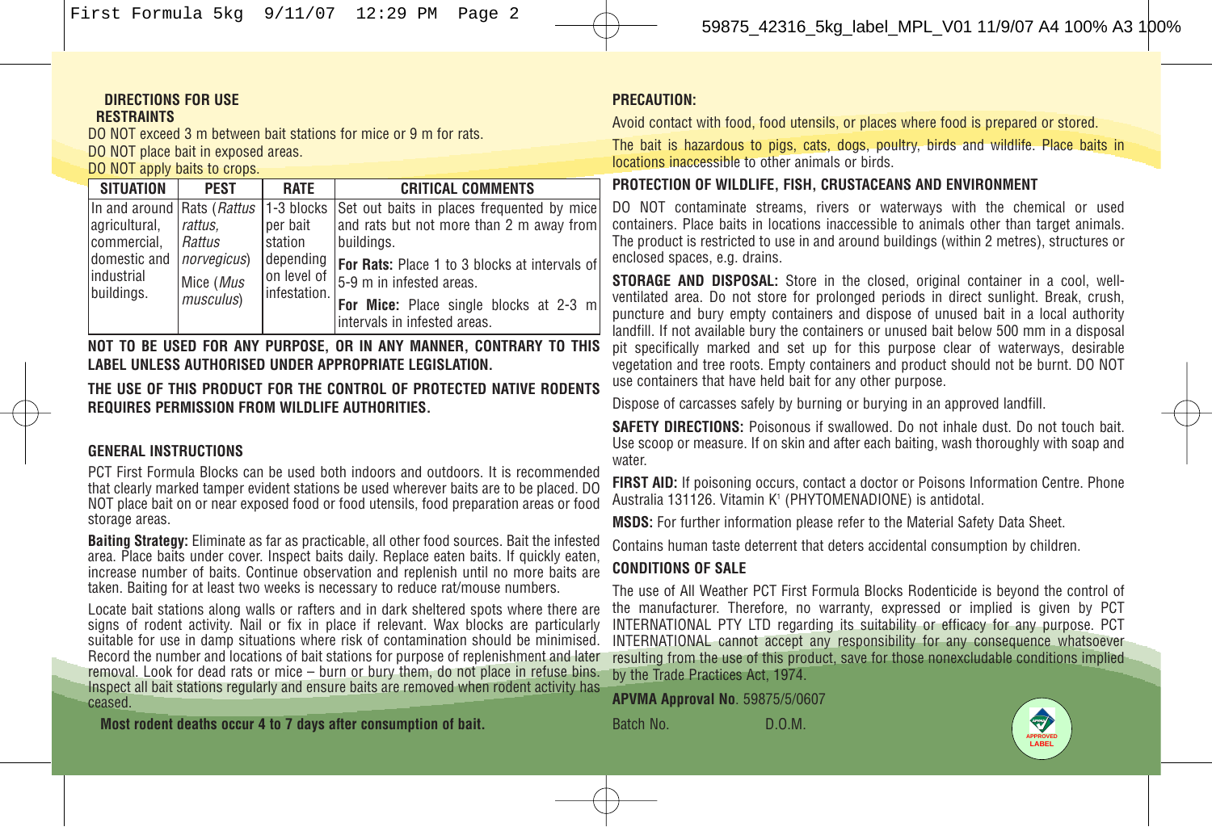## DIRECTIONS FOR USE

### RESTRAINTS

DO NOT exceed 3 m between bait stations for mice or 9 m for rats.
DO NOT place bait in exposed areas.
DO NOT apply baits to crops.

| SITUATION | PEST | RATE | CRITICAL COMMENTS |
|---|---|---|---|
| In and around agricultural, commercial, domestic and industrial buildings. | Rats (*Rattus rattus, Rattus norvegicus*) Mice (*Mus musculus*) | 1-3 blocks per bait station depending on level of infestation. | Set out baits in places frequented by mice and rats but not more than 2 m away from buildings. **For Rats:** Place 1 to 3 blocks at intervals of 5-9 m in infested areas. **For Mice:** Place single blocks at 2-3 m intervals in infested areas. |

**NOT TO BE USED FOR ANY PURPOSE, OR IN ANY MANNER, CONTRARY TO THIS LABEL UNLESS AUTHORISED UNDER APPROPRIATE LEGISLATION.**

**THE USE OF THIS PRODUCT FOR THE CONTROL OF PROTECTED NATIVE RODENTS REQUIRES PERMISSION FROM WILDLIFE AUTHORITIES.**

### GENERAL INSTRUCTIONS

PCT First Formula Blocks can be used both indoors and outdoors. It is recommended that clearly marked tamper evident stations be used wherever baits are to be placed. DO NOT place bait on or near exposed food or food utensils, food preparation areas or food storage areas.

**Baiting Strategy:** Eliminate as far as practicable, all other food sources. Bait the infested area. Place baits under cover. Inspect baits daily. Replace eaten baits. If quickly eaten, increase number of baits. Continue observation and replenish until no more baits are taken. Baiting for at least two weeks is necessary to reduce rat/mouse numbers.

Locate bait stations along walls or rafters and in dark sheltered spots where there are signs of rodent activity. Nail or fix in place if relevant. Wax blocks are particularly suitable for use in damp situations where risk of contamination should be minimised. Record the number and locations of bait stations for purpose of replenishment and later removal. Look for dead rats or mice – burn or bury them, do not place in refuse bins. Inspect all bait stations regularly and ensure baits are removed when rodent activity has ceased.

**Most rodent deaths occur 4 to 7 days after consumption of bait.**

### PRECAUTION:

Avoid contact with food, food utensils, or places where food is prepared or stored.

The bait is hazardous to pigs, cats, dogs, poultry, birds and wildlife. Place baits in locations inaccessible to other animals or birds.

### PROTECTION OF WILDLIFE, FISH, CRUSTACEANS AND ENVIRONMENT

DO NOT contaminate streams, rivers or waterways with the chemical or used containers. Place baits in locations inaccessible to animals other than target animals. The product is restricted to use in and around buildings (within 2 metres), structures or enclosed spaces, e.g. drains.

**STORAGE AND DISPOSAL:** Store in the closed, original container in a cool, well-ventilated area. Do not store for prolonged periods in direct sunlight. Break, crush, puncture and bury empty containers and dispose of unused bait in a local authority landfill. If not available bury the containers or unused bait below 500 mm in a disposal pit specifically marked and set up for this purpose clear of waterways, desirable vegetation and tree roots. Empty containers and product should not be burnt. DO NOT use containers that have held bait for any other purpose.

Dispose of carcasses safely by burning or burying in an approved landfill.

**SAFETY DIRECTIONS:** Poisonous if swallowed. Do not inhale dust. Do not touch bait. Use scoop or measure. If on skin and after each baiting, wash thoroughly with soap and water.

**FIRST AID:** If poisoning occurs, contact a doctor or Poisons Information Centre. Phone Australia 131126. Vitamin $K_1$ (PHYTOMENADIONE) is antidotal.

**MSDS:** For further information please refer to the Material Safety Data Sheet.

Contains human taste deterrent that deters accidental consumption by children.

### CONDITIONS OF SALE

The use of All Weather PCT First Formula Blocks Rodenticide is beyond the control of the manufacturer. Therefore, no warranty, expressed or implied is given by PCT INTERNATIONAL PTY LTD regarding its suitability or efficacy for any purpose. PCT INTERNATIONAL cannot accept any responsibility for any consequence whatsoever resulting from the use of this product, save for those nonexcludable conditions implied by the Trade Practices Act, 1974.

**APVMA Approval No**. 59875/5/0607

Batch No. D.O.M.

APVMA APPROVED LABEL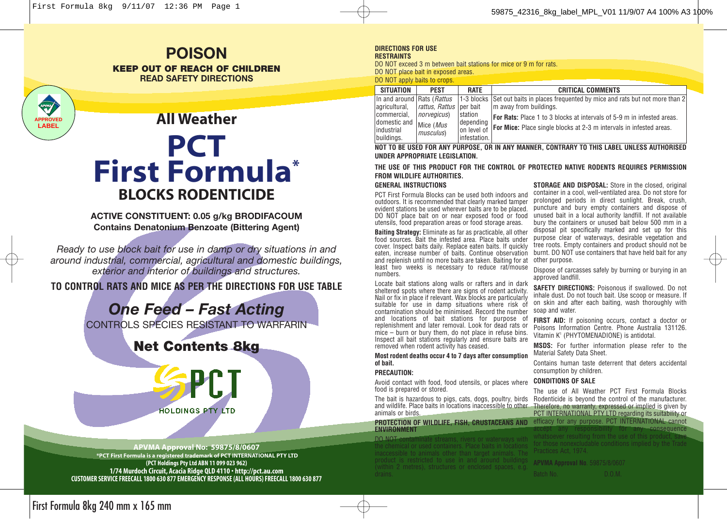# POISON

**KEEP OUT OF REACH OF CHILDREN**
**READ SAFETY DIRECTIONS**

APVMA APPROVED LABEL

## All Weather

# PCT First Formula*

## BLOCKS RODENTICIDE

**ACTIVE CONSTITUENT: 0.05 g/kg BRODIFACOUM**
**Contains Denatonium Benzoate (Bittering Agent)**

*Ready to use block bait for use in damp or dry situations in and around industrial, commercial, agricultural and domestic buildings, exterior and interior of buildings and structures.*

**TO CONTROL RATS AND MICE AS PER THE DIRECTIONS FOR USE TABLE**

## *One Feed – Fast Acting*

CONTROLS SPECIES RESISTANT TO WARFARIN

**Net Contents 8kg**

PCT HOLDINGS PTY LTD

**APVMA Approval No: 59875/8/0607**
*PCT First Formula is a registered trademark of PCT INTERNATIONAL PTY LTD
(PCT Holdings Pty Ltd ABN 11 099 023 962)
1/74 Murdoch Circuit, Acacia Ridge QLD 4110 • http://pct.au.com
CUSTOMER SERVICE FREECALL 1800 630 877 EMERGENCY RESPONSE (ALL HOURS) FREECALL 1800 630 877

**DIRECTIONS FOR USE**

**RESTRAINTS**

DO NOT exceed 3 m between bait stations for mice or 9 m for rats.
DO NOT place bait in exposed areas.
DO NOT apply baits to crops.

| SITUATION | PEST | RATE | CRITICAL COMMENTS |
|---|---|---|---|
| In and around agricultural, commercial, domestic and industrial buildings. | Rats (*Rattus rattus, Rattus norvegicus*) Mice (*Mus musculus*) | 1-3 blocks per bait station depending on level of infestation. | Set out baits in places frequented by mice and rats but not more than 2 m away from buildings. **For Rats:** Place 1 to 3 blocks at intervals of 5-9 m in infested areas. **For Mice:** Place single blocks at 2-3 m intervals in infested areas. |

**NOT TO BE USED FOR ANY PURPOSE, OR IN ANY MANNER, CONTRARY TO THIS LABEL UNLESS AUTHORISED UNDER APPROPRIATE LEGISLATION.**

**THE USE OF THIS PRODUCT FOR THE CONTROL OF PROTECTED NATIVE RODENTS REQUIRES PERMISSION FROM WILDLIFE AUTHORITIES.**

**GENERAL INSTRUCTIONS**

PCT First Formula Blocks can be used both indoors and outdoors. It is recommended that clearly marked tamper evident stations be used wherever baits are to be placed. DO NOT place bait on or near exposed food or food utensils, food preparation areas or food storage areas.

**Baiting Strategy:** Eliminate as far as practicable, all other food sources. Bait the infested area. Place baits under cover. Inspect baits daily. Replace eaten baits. If quickly eaten, increase number of baits. Continue observation and replenish until no more baits are taken. Baiting for at least two weeks is necessary to reduce rat/mouse numbers.

Locate bait stations along walls or rafters and in dark sheltered spots where there are signs of rodent activity. Nail or fix in place if relevant. Wax blocks are particularly suitable for use in damp situations where risk of contamination should be minimised. Record the number and locations of bait stations for purpose of replenishment and later removal. Look for dead rats or mice – burn or bury them, do not place in refuse bins. Inspect all bait stations regularly and ensure baits are removed when rodent activity has ceased.

**Most rodent deaths occur 4 to 7 days after consumption of bait.**

**PRECAUTION:**

Avoid contact with food, food utensils, or places where food is prepared or stored.

The bait is hazardous to pigs, cats, dogs, poultry, birds and wildlife. Place baits in locations inaccessible to other animals or birds.

**PROTECTION OF WILDLIFE, FISH, CRUSTACEANS AND ENVIRONMENT**

DO NOT contaminate streams, rivers or waterways with the chemical or used containers. Place baits in locations inaccessible to animals other than target animals. The product is restricted to use in and around buildings (within 2 metres), structures or enclosed spaces, e.g. drains.

**STORAGE AND DISPOSAL:** Store in the closed, original container in a cool, well-ventilated area. Do not store for prolonged periods in direct sunlight. Break, crush, puncture and bury empty containers and dispose of unused bait in a local authority landfill. If not available bury the containers or unused bait below 500 mm in a disposal pit specifically marked and set up for this purpose clear of waterways, desirable vegetation and tree roots. Empty containers and product should not be burnt. DO NOT use containers that have held bait for any other purpose.

Dispose of carcasses safely by burning or burying in an approved landfill.

**SAFETY DIRECTIONS:** Poisonous if swallowed. Do not inhale dust. Do not touch bait. Use scoop or measure. If on skin and after each baiting, wash thoroughly with soap and water.

**FIRST AID:** If poisoning occurs, contact a doctor or Poisons Information Centre. Phone Australia 131126. Vitamin K[1] (PHYTOMENADIONE) is antidotal.

**MSDS:** For further information please refer to the Material Safety Data Sheet.

Contains human taste deterrent that deters accidental consumption by children.

**CONDITIONS OF SALE**

The use of All Weather PCT First Formula Blocks Rodenticide is beyond the control of the manufacturer. Therefore, no warranty, expressed or implied is given by PCT INTERNATIONAL PTY LTD regarding its suitability or efficacy for any purpose. PCT INTERNATIONAL cannot accept any responsibility for any consequence whatsoever resulting from the use of this product, save for those nonexcludable conditions implied by the Trade Practices Act, 1974.

**APVMA Approval No.** 59875/8/0607

Batch No. D.O.M.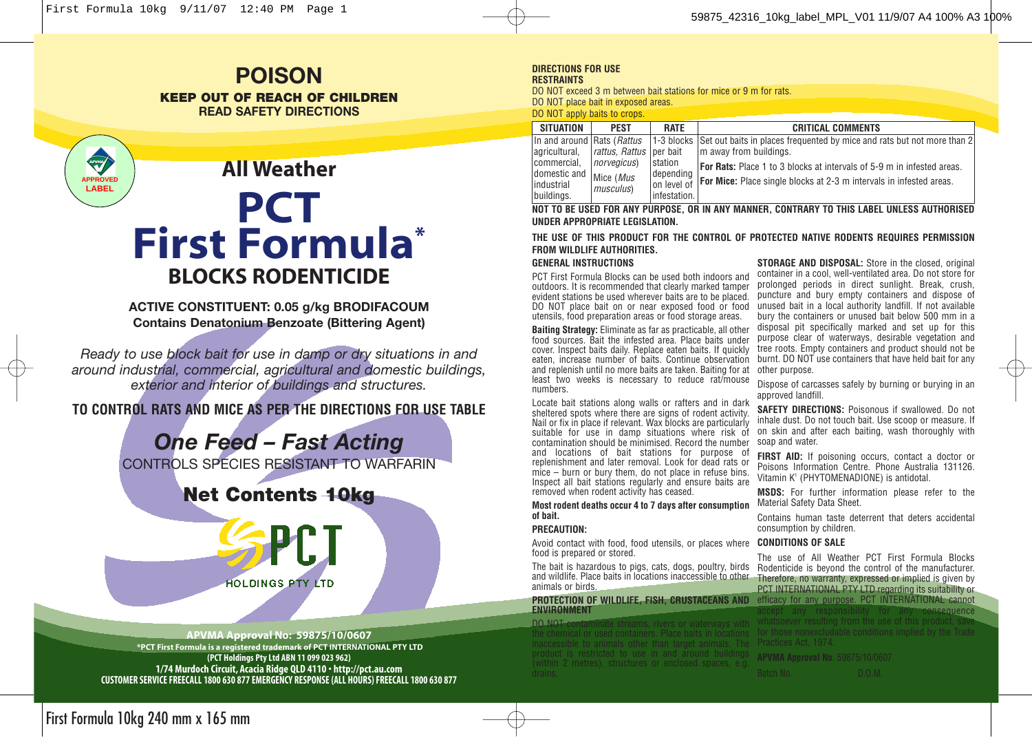# POISON

**KEEP OUT OF REACH OF CHILDREN**
**READ SAFETY DIRECTIONS**

APVMA APPROVED LABEL

## All Weather

# PCT First Formula*

## BLOCKS RODENTICIDE

**ACTIVE CONSTITUENT: 0.05 g/kg BRODIFACOUM**
**Contains Denatonium Benzoate (Bittering Agent)**

*Ready to use block bait for use in damp or dry situations in and around industrial, commercial, agricultural and domestic buildings, exterior and interior of buildings and structures.*

**TO CONTROL RATS AND MICE AS PER THE DIRECTIONS FOR USE TABLE**

***One Feed – Fast Acting***

CONTROLS SPECIES RESISTANT TO WARFARIN

**Net Contents 10kg**

PCT HOLDINGS PTY LTD

**APVMA Approval No: 59875/10/0607**
**\*PCT First Formula is a registered trademark of PCT INTERNATIONAL PTY LTD**
**(PCT Holdings Pty Ltd ABN 11 099 023 962)**
**1/74 Murdoch Circuit, Acacia Ridge QLD 4110 • http://pct.au.com**
**CUSTOMER SERVICE FREECALL 1800 630 877 EMERGENCY RESPONSE (ALL HOURS) FREECALL 1800 630 877**

**DIRECTIONS FOR USE**

**RESTRAINTS**

DO NOT exceed 3 m between bait stations for mice or 9 m for rats.
DO NOT place bait in exposed areas.
DO NOT apply baits to crops.

| SITUATION | PEST | RATE | CRITICAL COMMENTS |
|---|---|---|---|
| In and around agricultural, commercial, domestic and industrial buildings. | Rats (*Rattus rattus, Rattus norvegicus*) Mice (*Mus musculus*) | 1-3 blocks per bait station depending on level of infestation. | Set out baits in places frequented by mice and rats but not more than 2 m away from buildings. **For Rats:** Place 1 to 3 blocks at intervals of 5-9 m in infested areas. **For Mice:** Place single blocks at 2-3 m intervals in infested areas. |

**NOT TO BE USED FOR ANY PURPOSE, OR IN ANY MANNER, CONTRARY TO THIS LABEL UNLESS AUTHORISED UNDER APPROPRIATE LEGISLATION.**

**THE USE OF THIS PRODUCT FOR THE CONTROL OF PROTECTED NATIVE RODENTS REQUIRES PERMISSION FROM WILDLIFE AUTHORITIES.**

**GENERAL INSTRUCTIONS**

PCT First Formula Blocks can be used both indoors and outdoors. It is recommended that clearly marked tamper evident stations be used wherever baits are to be placed. DO NOT place bait on or near exposed food or food utensils, food preparation areas or food storage areas.

**Baiting Strategy:** Eliminate as far as practicable, all other food sources. Bait the infested area. Place baits under cover. Inspect baits daily. Replace eaten baits. If quickly eaten, increase number of baits. Continue observation and replenish until no more baits are taken. Baiting for at least two weeks is necessary to reduce rat/mouse numbers.

Locate bait stations along walls or rafters and in dark sheltered spots where there are signs of rodent activity. Nail or fix in place if relevant. Wax blocks are particularly suitable for use in damp situations where risk of contamination should be minimised. Record the number and locations of bait stations for purpose of replenishment and later removal. Look for dead rats or mice – burn or bury them, do not place in refuse bins. Inspect all bait stations regularly and ensure baits are removed when rodent activity has ceased.

**Most rodent deaths occur 4 to 7 days after consumption of bait.**

**PRECAUTION:**

Avoid contact with food, food utensils, or places where food is prepared or stored.

The bait is hazardous to pigs, cats, dogs, poultry, birds and wildlife. Place baits in locations inaccessible to other animals or birds.

**PROTECTION OF WILDLIFE, FISH, CRUSTACEANS AND ENVIRONMENT**

DO NOT contaminate streams, rivers or waterways with the chemical or used containers. Place baits in locations inaccessible to animals other than target animals. The product is restricted to use in and around buildings (within 2 metres), structures or enclosed spaces, e.g. drains.

**STORAGE AND DISPOSAL:** Store in the closed, original container in a cool, well-ventilated area. Do not store for prolonged periods in direct sunlight. Break, crush, puncture and bury empty containers and dispose of unused bait in a local authority landfill. If not available bury the containers or unused bait below 500 mm in a disposal pit specifically marked and set up for this purpose clear of waterways, desirable vegetation and tree roots. Empty containers and product should not be burnt. DO NOT use containers that have held bait for any other purpose.

Dispose of carcasses safely by burning or burying in an approved landfill.

**SAFETY DIRECTIONS:** Poisonous if swallowed. Do not inhale dust. Do not touch bait. Use scoop or measure. If on skin and after each baiting, wash thoroughly with soap and water.

**FIRST AID:** If poisoning occurs, contact a doctor or Poisons Information Centre. Phone Australia 131126. Vitamin $K^1$ (PHYTOMENADIONE) is antidotal.

**MSDS:** For further information please refer to the Material Safety Data Sheet.

Contains human taste deterrent that deters accidental consumption by children.

**CONDITIONS OF SALE**

The use of All Weather PCT First Formula Blocks Rodenticide is beyond the control of the manufacturer. Therefore, no warranty, expressed or implied is given by PCT INTERNATIONAL PTY LTD regarding its suitability or efficacy for any purpose. PCT INTERNATIONAL cannot accept any responsibility for any consequence whatsoever resulting from the use of this product, save for those nonexcludable conditions implied by the Trade Practices Act, 1974.

**APVMA Approval No.** 59875/10/0607

Batch No. D.O.M.